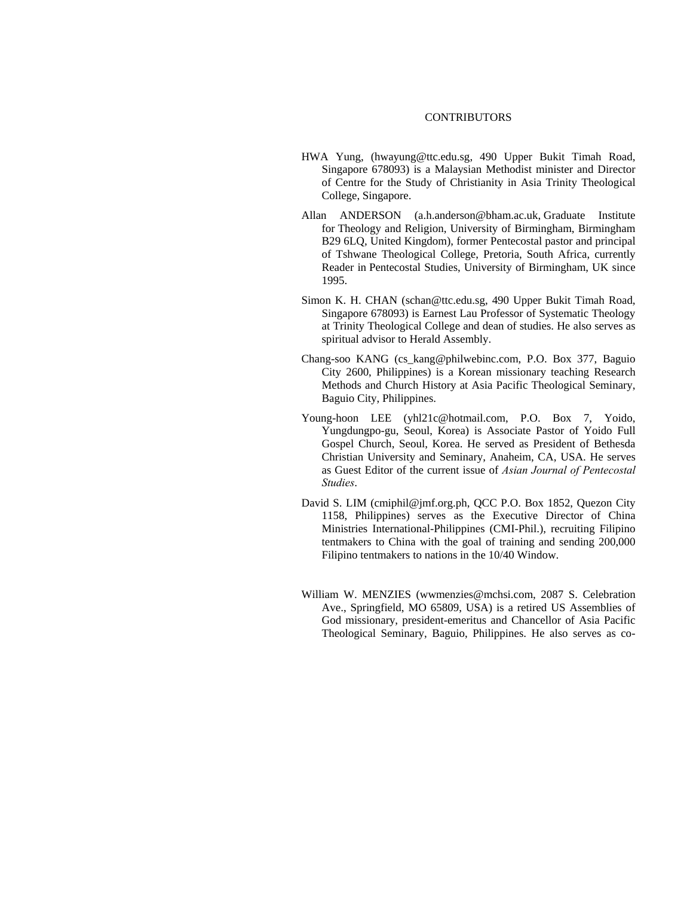# CONTRIBUTORS

HWA Yung, (hwayung@ttc.edu.sg, 490 Upper Bukit Timah Road, Singapore 678093) is a Malaysian Methodist minister and Director of Centre for the Study of Christianity in Asia Trinity Theological College, Singapore.

Allan ANDERSON (a.h.anderson@bham.ac.uk, Graduate Institute for Theology and Religion, University of Birmingham, Birmingham B29 6LQ, United Kingdom), former Pentecostal pastor and principal of Tshwane Theological College, Pretoria, South Africa, currently Reader in Pentecostal Studies, University of Birmingham, UK since 1995.

Simon K. H. CHAN (schan@ttc.edu.sg, 490 Upper Bukit Timah Road, Singapore 678093) is Earnest Lau Professor of Systematic Theology at Trinity Theological College and dean of studies. He also serves as spiritual advisor to Herald Assembly.

Chang-soo KANG (cs_kang@philwebinc.com, P.O. Box 377, Baguio City 2600, Philippines) is a Korean missionary teaching Research Methods and Church History at Asia Pacific Theological Seminary, Baguio City, Philippines.

Young-hoon LEE (yhl21c@hotmail.com, P.O. Box 7, Yoido, Yungdungpo-gu, Seoul, Korea) is Associate Pastor of Yoido Full Gospel Church, Seoul, Korea. He served as President of Bethesda Christian University and Seminary, Anaheim, CA, USA. He serves as Guest Editor of the current issue of *Asian Journal of Pentecostal Studies*.

David S. LIM (cmiphil@jmf.org.ph, QCC P.O. Box 1852, Quezon City 1158, Philippines) serves as the Executive Director of China Ministries International-Philippines (CMI-Phil.), recruiting Filipino tentmakers to China with the goal of training and sending 200,000 Filipino tentmakers to nations in the 10/40 Window.

William W. MENZIES (wwmenzies@mchsi.com, 2087 S. Celebration Ave., Springfield, MO 65809, USA) is a retired US Assemblies of God missionary, president-emeritus and Chancellor of Asia Pacific Theological Seminary, Baguio, Philippines. He also serves as co-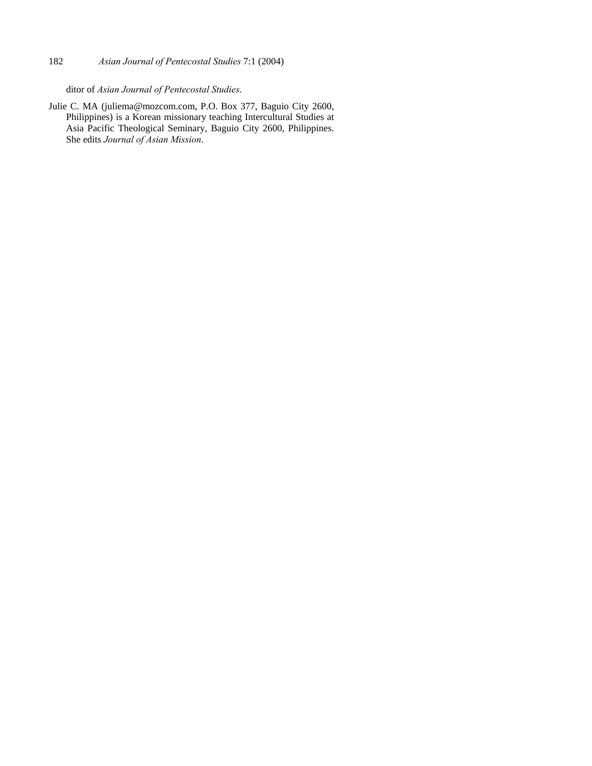ditor of *Asian Journal of Pentecostal Studies*.

Julie C. MA (juliema@mozcom.com, P.O. Box 377, Baguio City 2600, Philippines) is a Korean missionary teaching Intercultural Studies at Asia Pacific Theological Seminary, Baguio City 2600, Philippines. She edits *Journal of Asian Mission*.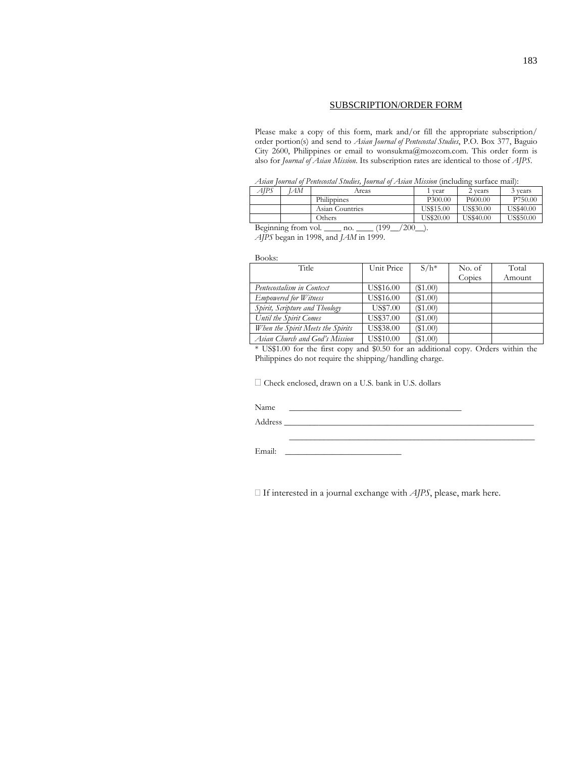## SUBSCRIPTION/ORDER FORM

Please make a copy of this form, mark and/or fill the appropriate subscription/ order portion(s) and send to *Asian Journal of Pentecostal Studies*, P.O. Box 377, Baguio City 2600, Philippines or email to wonsukma@mozcom.com. This order form is also for *Journal of Asian Mission*. Its subscription rates are identical to those of *AJPS*.

*Asian Journal of Pentecostal Studies, Journal of Asian Mission* (including surface mail):

| *AJPS* | *JAM* | Areas | 1 year | 2 years | 3 years |
|---|---|---|---|---|---|
| | | Philippines | P300.00 | P600.00 | P750.00 |
| | | Asian Countries | US$15.00 | US$30.00 | US$40.00 |
| | | Others | US$20.00 | US$40.00 | US$50.00 |

Beginning from vol. ____ no. ____ (199__/200__).

*AJPS* began in 1998, and *JAM* in 1999.

Books:

| Title | Unit Price | S/h* | No. of Copies | Total Amount |
|---|---|---|---|---|
| *Pentecostalism in Context* | US$16.00 | ($1.00) | | |
| *Empowered for Witness* | US$16.00 | ($1.00) | | |
| *Spirit, Scripture and Theology* | US$7.00 | ($1.00) | | |
| *Until the Spirit Comes* | US$37.00 | ($1.00) | | |
| *When the Spirit Meets the Spirits* | US$38.00 | ($1.00) | | |
| *Asian Church and God's Mission* | US$10.00 | ($1.00) | | |

* US$1.00 for the first copy and $0.50 for an additional copy. Orders within the Philippines do not require the shipping/handling charge.

☐ Check enclosed, drawn on a U.S. bank in U.S. dollars

Name ________________________________________

Address ________________________________________________________

________________________________________________________

Email: ___________________________

☐ If interested in a journal exchange with *AJPS*, please, mark here.